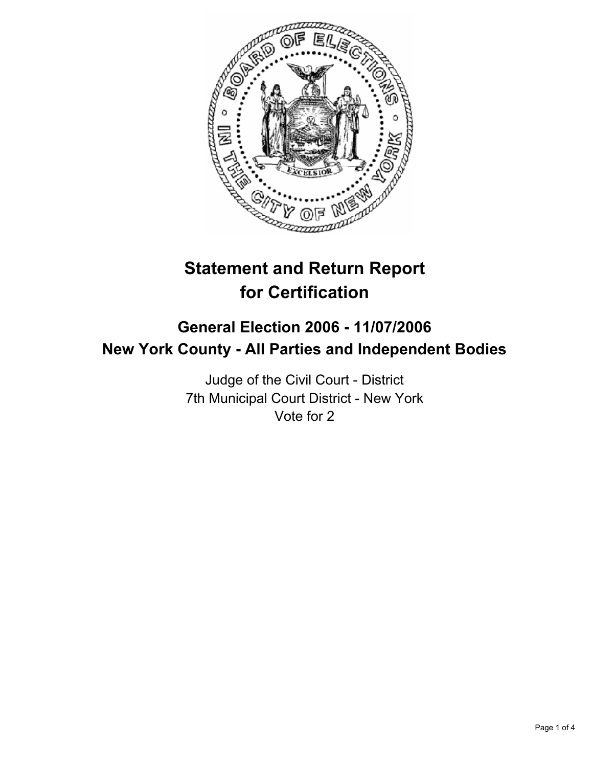# Statement and Return Report for Certification

## General Election 2006 - 11/07/2006
## New York County - All Parties and Independent Bodies

Judge of the Civil Court - District
7th Municipal Court District - New York
Vote for 2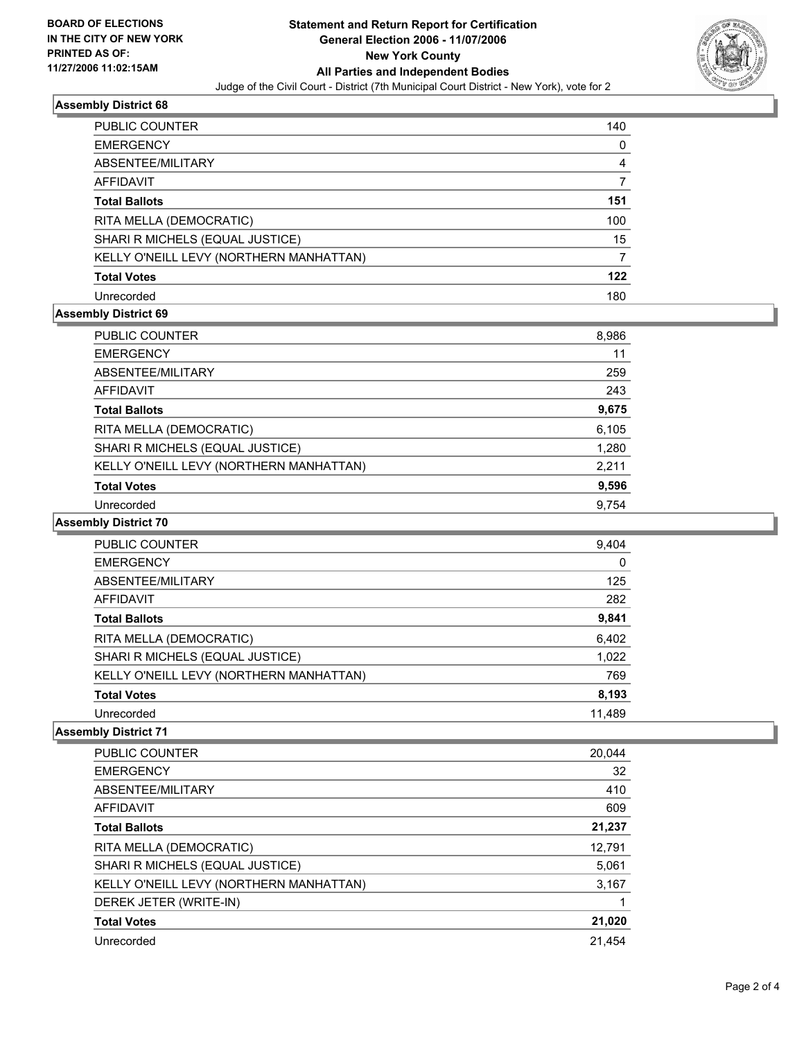**BOARD OF ELECTIONS IN THE CITY OF NEW YORK PRINTED AS OF: 11/27/2006 11:02:15AM**

# Statement and Return Report for Certification
## General Election 2006 - 11/07/2006
## New York County
## All Parties and Independent Bodies

Judge of the Civil Court - District (7th Municipal Court District - New York), vote for 2

### Assembly District 68

| | |
|---|---|
| PUBLIC COUNTER | 140 |
| EMERGENCY | 0 |
| ABSENTEE/MILITARY | 4 |
| AFFIDAVIT | 7 |
| **Total Ballots** | **151** |
| RITA MELLA (DEMOCRATIC) | 100 |
| SHARI R MICHELS (EQUAL JUSTICE) | 15 |
| KELLY O'NEILL LEVY (NORTHERN MANHATTAN) | 7 |
| **Total Votes** | **122** |
| Unrecorded | 180 |

### Assembly District 69

| | |
|---|---|
| PUBLIC COUNTER | 8,986 |
| EMERGENCY | 11 |
| ABSENTEE/MILITARY | 259 |
| AFFIDAVIT | 243 |
| **Total Ballots** | **9,675** |
| RITA MELLA (DEMOCRATIC) | 6,105 |
| SHARI R MICHELS (EQUAL JUSTICE) | 1,280 |
| KELLY O'NEILL LEVY (NORTHERN MANHATTAN) | 2,211 |
| **Total Votes** | **9,596** |
| Unrecorded | 9,754 |

### Assembly District 70

| | |
|---|---|
| PUBLIC COUNTER | 9,404 |
| EMERGENCY | 0 |
| ABSENTEE/MILITARY | 125 |
| AFFIDAVIT | 282 |
| **Total Ballots** | **9,841** |
| RITA MELLA (DEMOCRATIC) | 6,402 |
| SHARI R MICHELS (EQUAL JUSTICE) | 1,022 |
| KELLY O'NEILL LEVY (NORTHERN MANHATTAN) | 769 |
| **Total Votes** | **8,193** |
| Unrecorded | 11,489 |

### Assembly District 71

| | |
|---|---|
| PUBLIC COUNTER | 20,044 |
| EMERGENCY | 32 |
| ABSENTEE/MILITARY | 410 |
| AFFIDAVIT | 609 |
| **Total Ballots** | **21,237** |
| RITA MELLA (DEMOCRATIC) | 12,791 |
| SHARI R MICHELS (EQUAL JUSTICE) | 5,061 |
| KELLY O'NEILL LEVY (NORTHERN MANHATTAN) | 3,167 |
| DEREK JETER (WRITE-IN) | 1 |
| **Total Votes** | **21,020** |
| Unrecorded | 21,454 |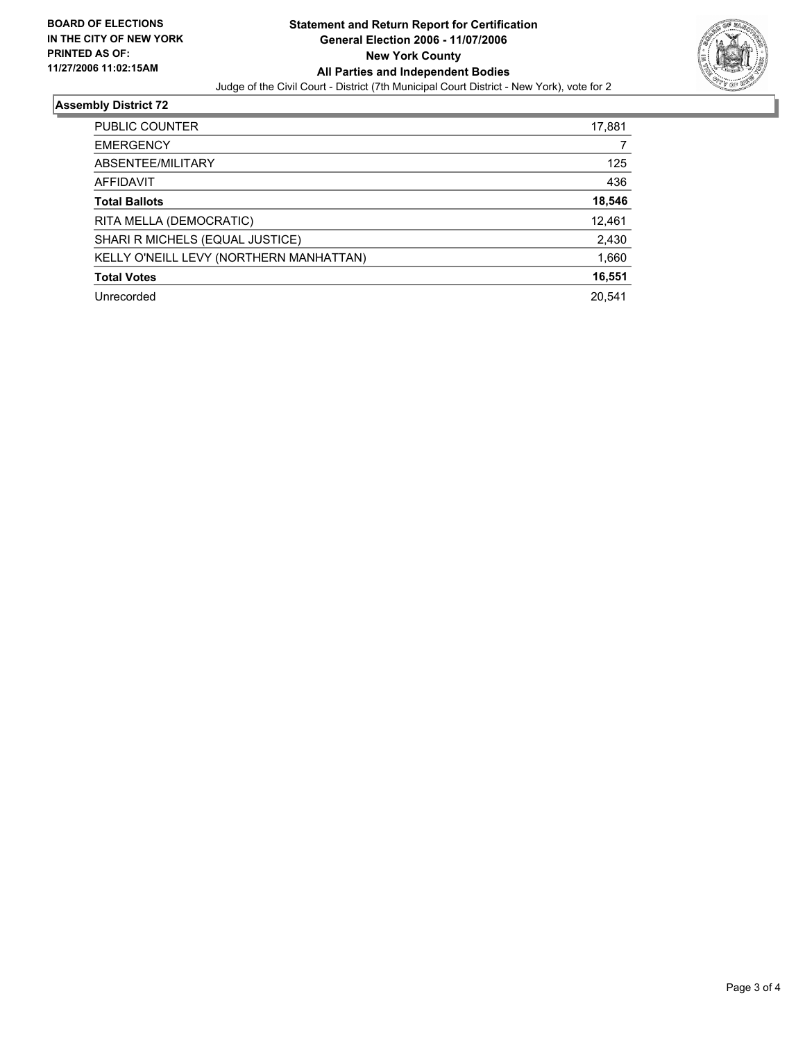**BOARD OF ELECTIONS**
**IN THE CITY OF NEW YORK**
**PRINTED AS OF:**
**11/27/2006 11:02:15AM**

# Statement and Return Report for Certification
## General Election 2006 - 11/07/2006
## New York County
## All Parties and Independent Bodies

Judge of the Civil Court - District (7th Municipal Court District - New York), vote for 2

### Assembly District 72

| | |
|---|---|
| PUBLIC COUNTER | 17,881 |
| EMERGENCY | 7 |
| ABSENTEE/MILITARY | 125 |
| AFFIDAVIT | 436 |
| **Total Ballots** | **18,546** |
| RITA MELLA (DEMOCRATIC) | 12,461 |
| SHARI R MICHELS (EQUAL JUSTICE) | 2,430 |
| KELLY O'NEILL LEVY (NORTHERN MANHATTAN) | 1,660 |
| **Total Votes** | **16,551** |
| Unrecorded | 20,541 |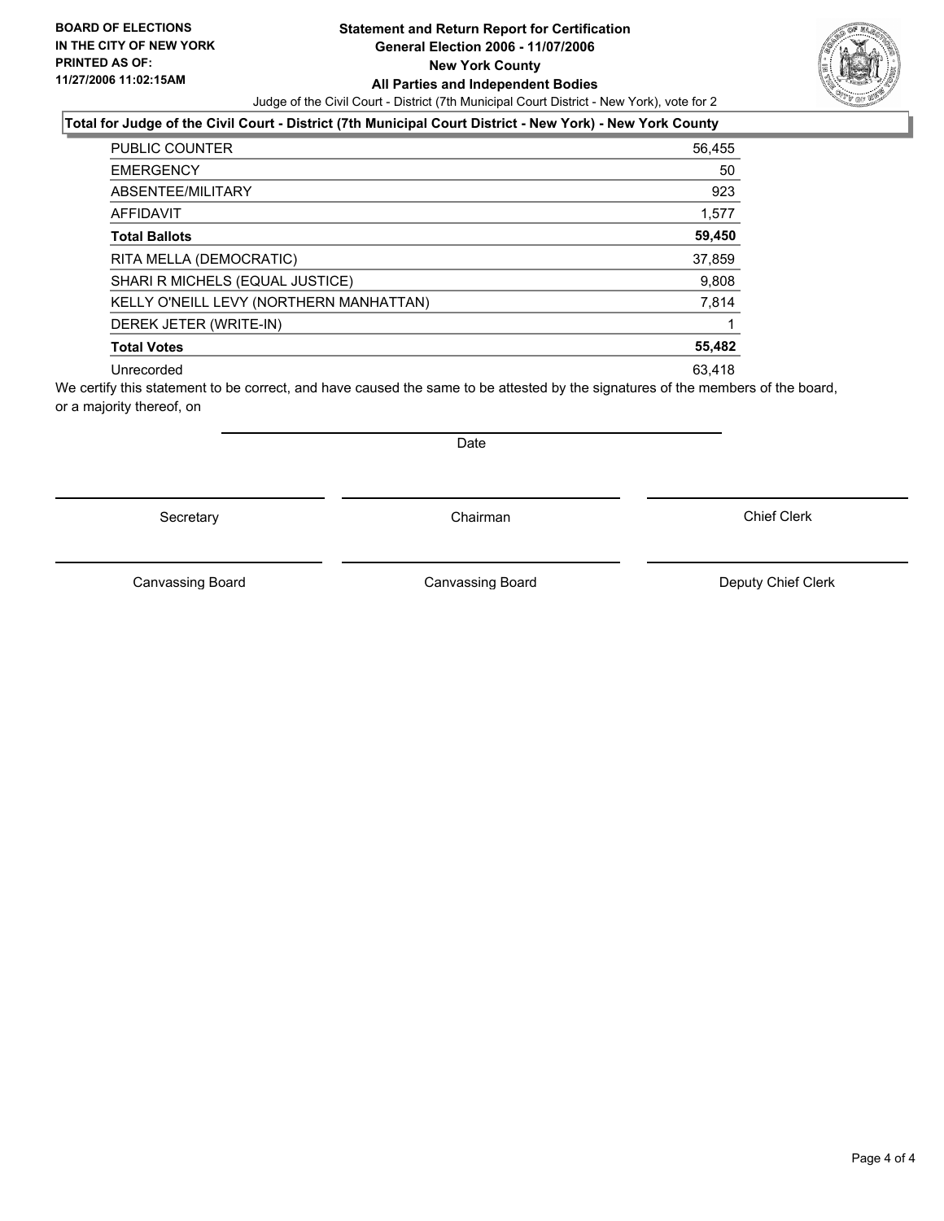**BOARD OF ELECTIONS IN THE CITY OF NEW YORK PRINTED AS OF: 11/27/2006 11:02:15AM**

**Statement and Return Report for Certification**
**General Election 2006 - 11/07/2006**
**New York County**
**All Parties and Independent Bodies**

Judge of the Civil Court - District (7th Municipal Court District - New York), vote for 2

**Total for Judge of the Civil Court - District (7th Municipal Court District - New York) - New York County**

| | |
|---|---|
| PUBLIC COUNTER | 56,455 |
| EMERGENCY | 50 |
| ABSENTEE/MILITARY | 923 |
| AFFIDAVIT | 1,577 |
| **Total Ballots** | **59,450** |
| RITA MELLA (DEMOCRATIC) | 37,859 |
| SHARI R MICHELS (EQUAL JUSTICE) | 9,808 |
| KELLY O'NEILL LEVY (NORTHERN MANHATTAN) | 7,814 |
| DEREK JETER (WRITE-IN) | 1 |
| **Total Votes** | **55,482** |
| Unrecorded | 63,418 |

We certify this statement to be correct, and have caused the same to be attested by the signatures of the members of the board, or a majority thereof, on

Date

Secretary

Chairman

Chief Clerk

Canvassing Board

Canvassing Board

Deputy Chief Clerk